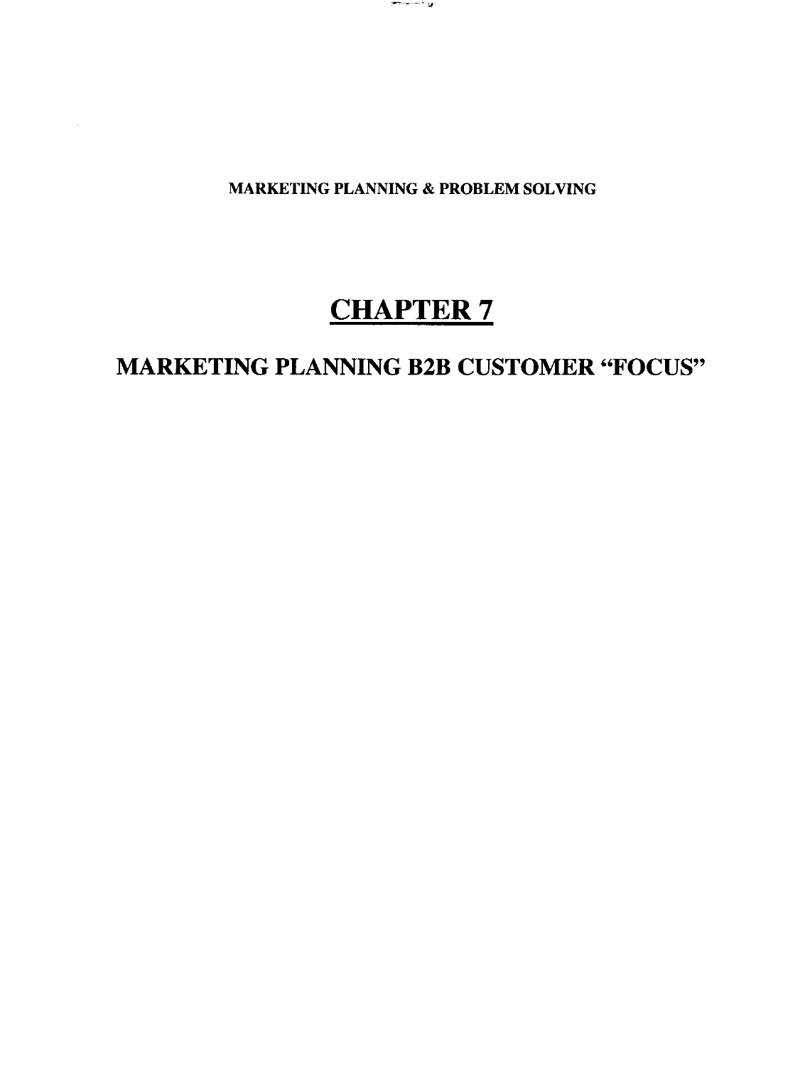MARKETING PLANNING & PROBLEM SOLVING

# CHAPTER 7

## MARKETING PLANNING B2B CUSTOMER "FOCUS"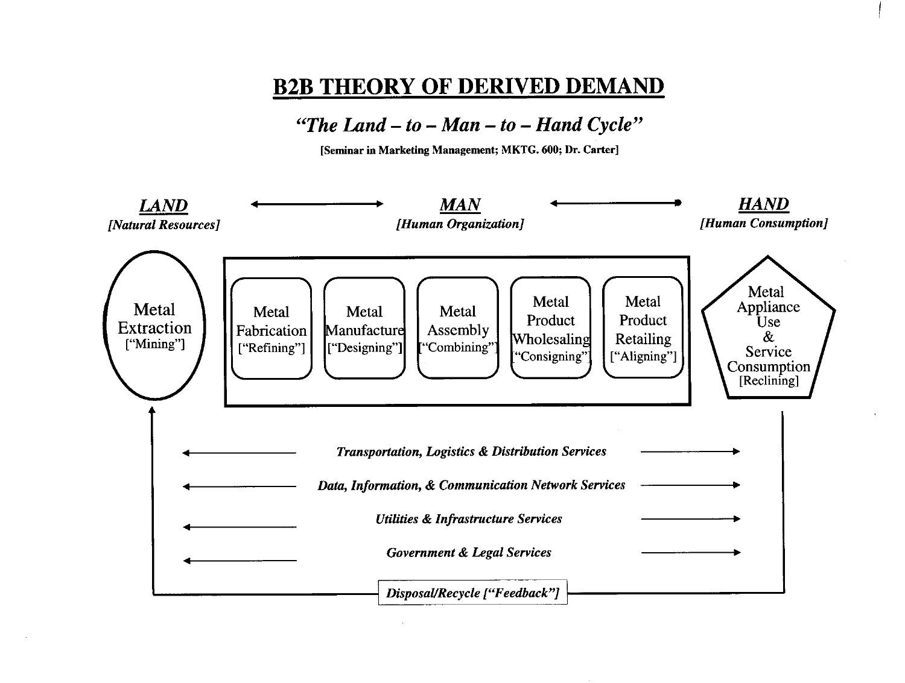# B2B THEORY OF DERIVED DEMAND

## *"The Land – to – Man – to – Hand Cycle"*

**[Seminar in Marketing Management; MKTG. 600; Dr. Carter]**

***LAND*** ←——→ ***MAN*** ←——→ ***HAND***

*[Natural Resources]* *[Human Organization]* *[Human Consumption]*

Metal Extraction ["Mining"]

Metal Fabrication ["Refining"]

Metal Manufacture ["Designing"]

Metal Assembly ["Combining"]

Metal Product Wholesaling ["Consigning"]

Metal Product Retailing ["Aligning"]

Metal Appliance Use & Service Consumption [Reclining]

←—— ***Transportation, Logistics & Distribution Services*** ——→

←—— ***Data, Information, & Communication Network Services*** ——→

←—— ***Utilities & Infrastructure Services*** ——→

←—— ***Government & Legal Services*** ——→

***Disposal/Recycle ["Feedback"]***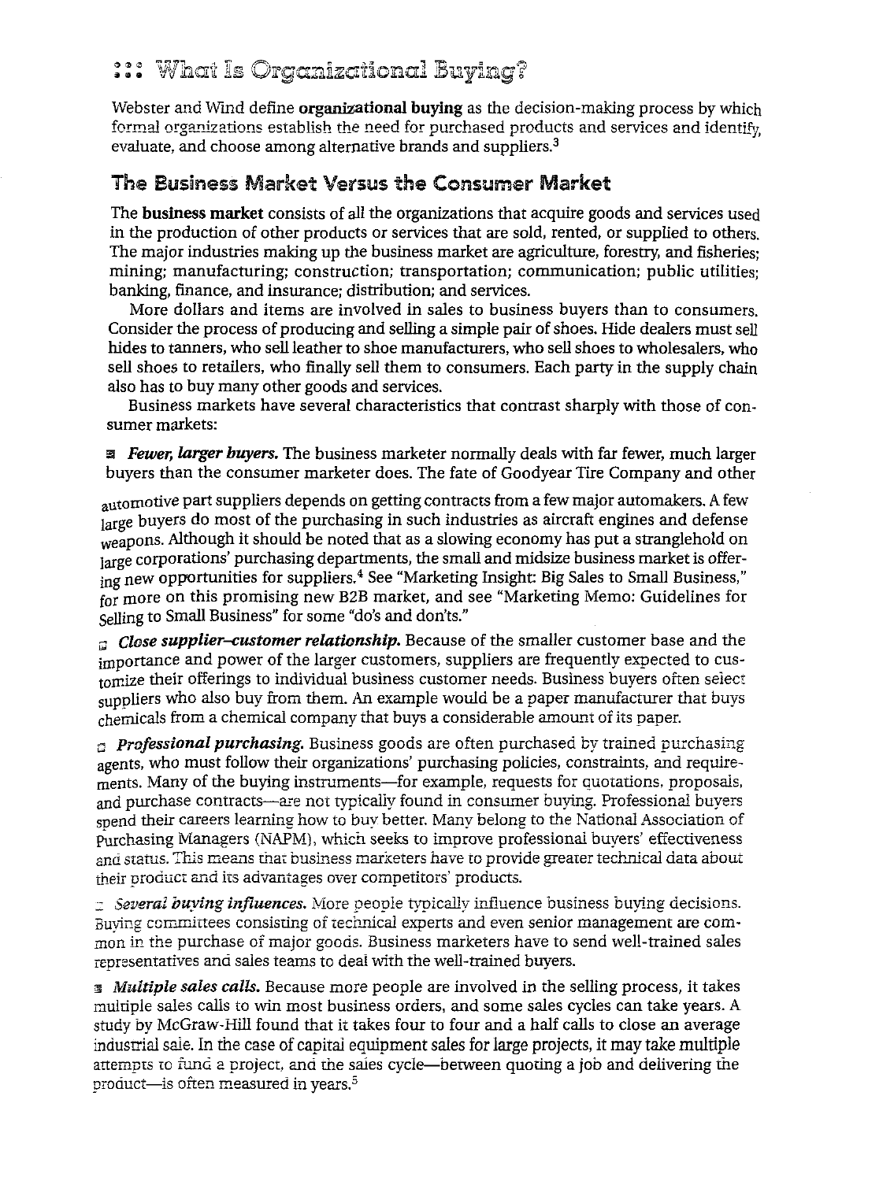## ::: What Is Organizational Buying?

Webster and Wind define **organizational buying** as the decision-making process by which formal organizations establish the need for purchased products and services and identify, evaluate, and choose among alternative brands and suppliers.[3]

### The Business Market Versus the Consumer Market

The **business market** consists of all the organizations that acquire goods and services used in the production of other products or services that are sold, rented, or supplied to others. The major industries making up the business market are agriculture, forestry, and fisheries; mining; manufacturing; construction; transportation; communication; public utilities; banking, finance, and insurance; distribution; and services.

More dollars and items are involved in sales to business buyers than to consumers. Consider the process of producing and selling a simple pair of shoes. Hide dealers must sell hides to tanners, who sell leather to shoe manufacturers, who sell shoes to wholesalers, who sell shoes to retailers, who finally sell them to consumers. Each party in the supply chain also has to buy many other goods and services.

Business markets have several characteristics that contrast sharply with those of consumer markets:

- ***Fewer, larger buyers.*** The business marketer normally deals with far fewer, much larger buyers than the consumer marketer does. The fate of Goodyear Tire Company and other automotive part suppliers depends on getting contracts from a few major automakers. A few large buyers do most of the purchasing in such industries as aircraft engines and defense weapons. Although it should be noted that as a slowing economy has put a stranglehold on large corporations' purchasing departments, the small and midsize business market is offering new opportunities for suppliers.[4] See "Marketing Insight: Big Sales to Small Business," for more on this promising new B2B market, and see "Marketing Memo: Guidelines for Selling to Small Business" for some "do's and don'ts."
- ***Close supplier–customer relationship.*** Because of the smaller customer base and the importance and power of the larger customers, suppliers are frequently expected to customize their offerings to individual business customer needs. Business buyers often select suppliers who also buy from them. An example would be a paper manufacturer that buys chemicals from a chemical company that buys a considerable amount of its paper.
- ***Professional purchasing.*** Business goods are often purchased by trained purchasing agents, who must follow their organizations' purchasing policies, constraints, and requirements. Many of the buying instruments—for example, requests for quotations, proposals, and purchase contracts—are not typically found in consumer buying. Professional buyers spend their careers learning how to buy better. Many belong to the National Association of Purchasing Managers (NAPM), which seeks to improve professional buyers' effectiveness and status. This means that business marketers have to provide greater technical data about their product and its advantages over competitors' products.
- ***Several buying influences.*** More people typically influence business buying decisions. Buying committees consisting of technical experts and even senior management are common in the purchase of major goods. Business marketers have to send well-trained sales representatives and sales teams to deal with the well-trained buyers.
- ***Multiple sales calls.*** Because more people are involved in the selling process, it takes multiple sales calls to win most business orders, and some sales cycles can take years. A study by McGraw-Hill found that it takes four to four and a half calls to close an average industrial sale. In the case of capital equipment sales for large projects, it may take multiple attempts to fund a project, and the sales cycle—between quoting a job and delivering the product—is often measured in years.[5]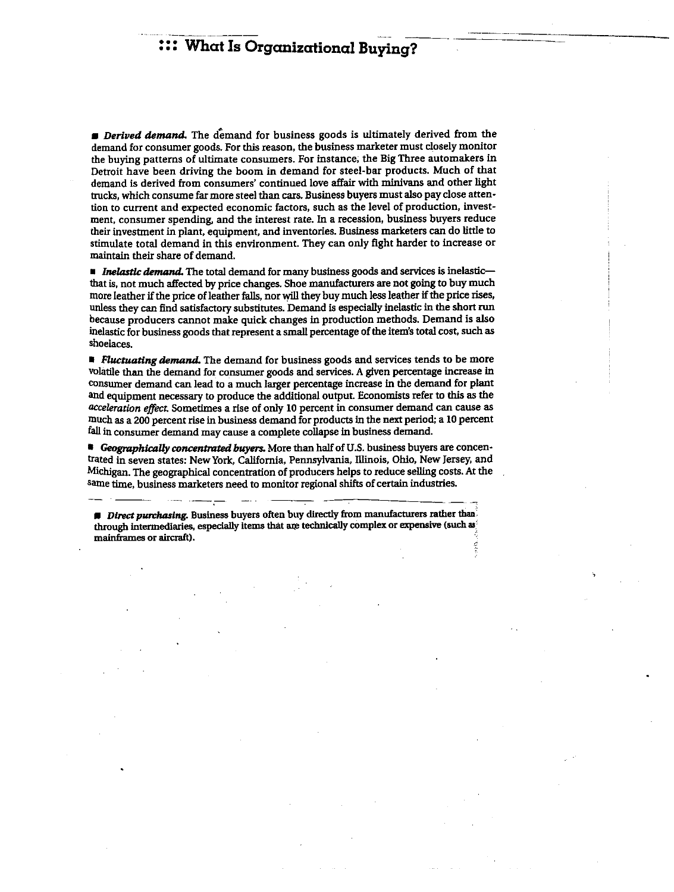# ::: What Is Organizational Buying?

- ***Derived demand.*** The demand for business goods is ultimately derived from the demand for consumer goods. For this reason, the business marketer must closely monitor the buying patterns of ultimate consumers. For instance, the Big Three automakers in Detroit have been driving the boom in demand for steel-bar products. Much of that demand is derived from consumers' continued love affair with minivans and other light trucks, which consume far more steel than cars. Business buyers must also pay close attention to current and expected economic factors, such as the level of production, investment, consumer spending, and the interest rate. In a recession, business buyers reduce their investment in plant, equipment, and inventories. Business marketers can do little to stimulate total demand in this environment. They can only fight harder to increase or maintain their share of demand.

- ***Inelastic demand.*** The total demand for many business goods and services is inelastic—that is, not much affected by price changes. Shoe manufacturers are not going to buy much more leather if the price of leather falls, nor will they buy much less leather if the price rises, unless they can find satisfactory substitutes. Demand is especially inelastic in the short run because producers cannot make quick changes in production methods. Demand is also inelastic for business goods that represent a small percentage of the item's total cost, such as shoelaces.

- ***Fluctuating demand.*** The demand for business goods and services tends to be more volatile than the demand for consumer goods and services. A given percentage increase in consumer demand can lead to a much larger percentage increase in the demand for plant and equipment necessary to produce the additional output. Economists refer to this as the *acceleration effect.* Sometimes a rise of only 10 percent in consumer demand can cause as much as a 200 percent rise in business demand for products in the next period; a 10 percent fall in consumer demand may cause a complete collapse in business demand.

- ***Geographically concentrated buyers.*** More than half of U.S. business buyers are concentrated in seven states: New York, California, Pennsylvania, Illinois, Ohio, New Jersey, and Michigan. The geographical concentration of producers helps to reduce selling costs. At the same time, business marketers need to monitor regional shifts of certain industries.

- ***Direct purchasing.*** Business buyers often buy directly from manufacturers rather than through intermediaries, especially items that are technically complex or expensive (such as mainframes or aircraft).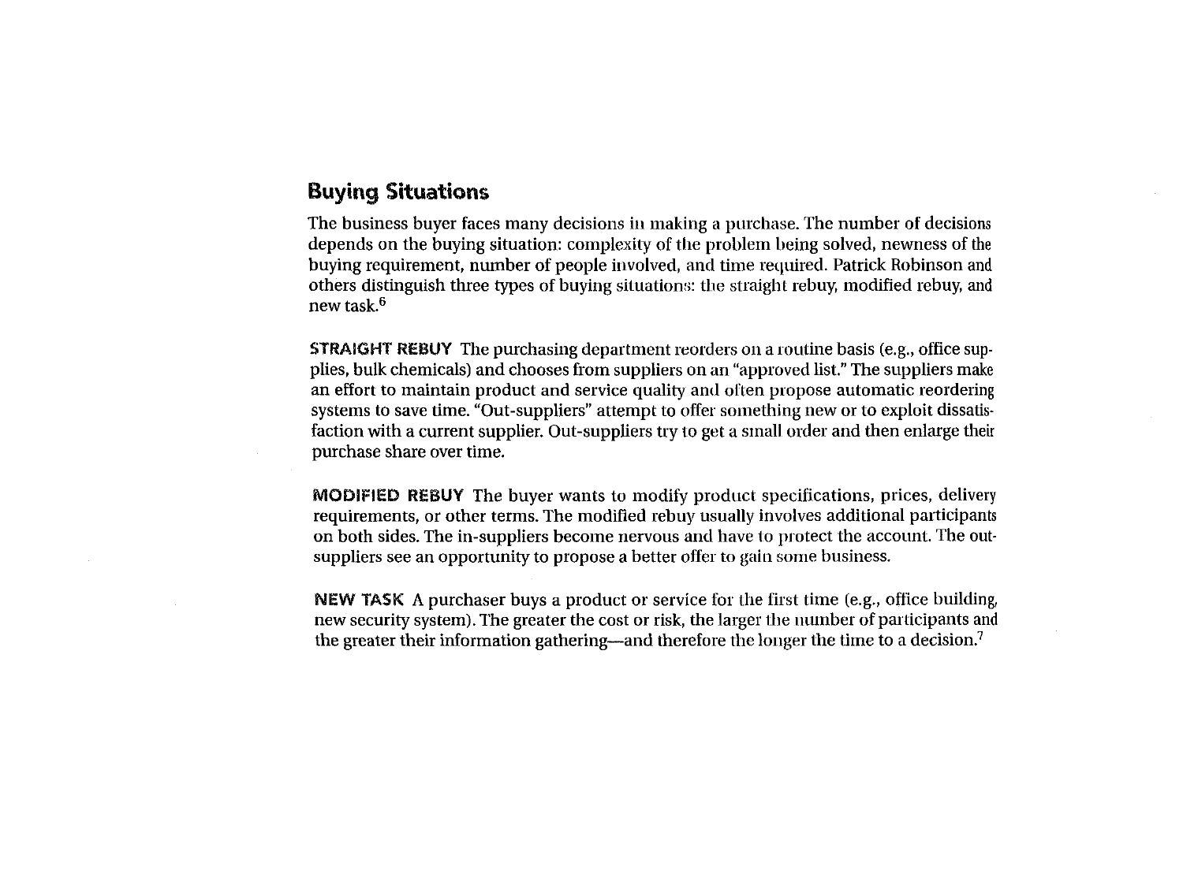## Buying Situations

The business buyer faces many decisions in making a purchase. The number of decisions depends on the buying situation: complexity of the problem being solved, newness of the buying requirement, number of people involved, and time required. Patrick Robinson and others distinguish three types of buying situations: the straight rebuy, modified rebuy, and new task.[6]

**STRAIGHT REBUY** The purchasing department reorders on a routine basis (e.g., office supplies, bulk chemicals) and chooses from suppliers on an "approved list." The suppliers make an effort to maintain product and service quality and often propose automatic reordering systems to save time. "Out-suppliers" attempt to offer something new or to exploit dissatisfaction with a current supplier. Out-suppliers try to get a small order and then enlarge their purchase share over time.

**MODIFIED REBUY** The buyer wants to modify product specifications, prices, delivery requirements, or other terms. The modified rebuy usually involves additional participants on both sides. The in-suppliers become nervous and have to protect the account. The out-suppliers see an opportunity to propose a better offer to gain some business.

**NEW TASK** A purchaser buys a product or service for the first time (e.g., office building, new security system). The greater the cost or risk, the larger the number of participants and the greater their information gathering—and therefore the longer the time to a decision.[7]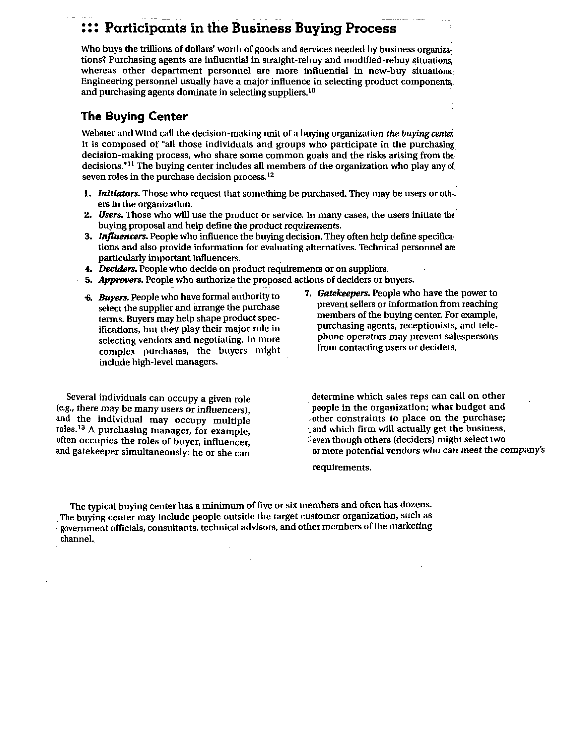## ::: Participants in the Business Buying Process

Who buys the trillions of dollars' worth of goods and services needed by business organizations? Purchasing agents are influential in straight-rebuy and modified-rebuy situations, whereas other department personnel are more influential in new-buy situations. Engineering personnel usually have a major influence in selecting product components, and purchasing agents dominate in selecting suppliers.[10]

### The Buying Center

Webster and Wind call the decision-making unit of a buying organization *the buying center*. It is composed of "all those individuals and groups who participate in the purchasing decision-making process, who share some common goals and the risks arising from the decisions."[11] The buying center includes all members of the organization who play any of seven roles in the purchase decision process.[12]

1. ***Initiators.*** Those who request that something be purchased. They may be users or others in the organization.
2. ***Users.*** Those who will use the product or service. In many cases, the users initiate the buying proposal and help define the product requirements.
3. ***Influencers.*** People who influence the buying decision. They often help define specifications and also provide information for evaluating alternatives. Technical personnel are particularly important influencers.
4. ***Deciders.*** People who decide on product requirements or on suppliers.
5. ***Approvers.*** People who authorize the proposed actions of deciders or buyers.
6. ***Buyers.*** People who have formal authority to select the supplier and arrange the purchase terms. Buyers may help shape product specifications, but they play their major role in selecting vendors and negotiating. In more complex purchases, the buyers might include high-level managers.
7. ***Gatekeepers.*** People who have the power to prevent sellers or information from reaching members of the buying center. For example, purchasing agents, receptionists, and telephone operators may prevent salespersons from contacting users or deciders.

Several individuals can occupy a given role (e.g., there may be many users or influencers), and the individual may occupy multiple roles.[13] A purchasing manager, for example, often occupies the roles of buyer, influencer, and gatekeeper simultaneously: he or she can determine which sales reps can call on other people in the organization; what budget and other constraints to place on the purchase; and which firm will actually get the business, even though others (deciders) might select two or more potential vendors who can meet the company's requirements.

The typical buying center has a minimum of five or six members and often has dozens. The buying center may include people outside the target customer organization, such as government officials, consultants, technical advisors, and other members of the marketing channel.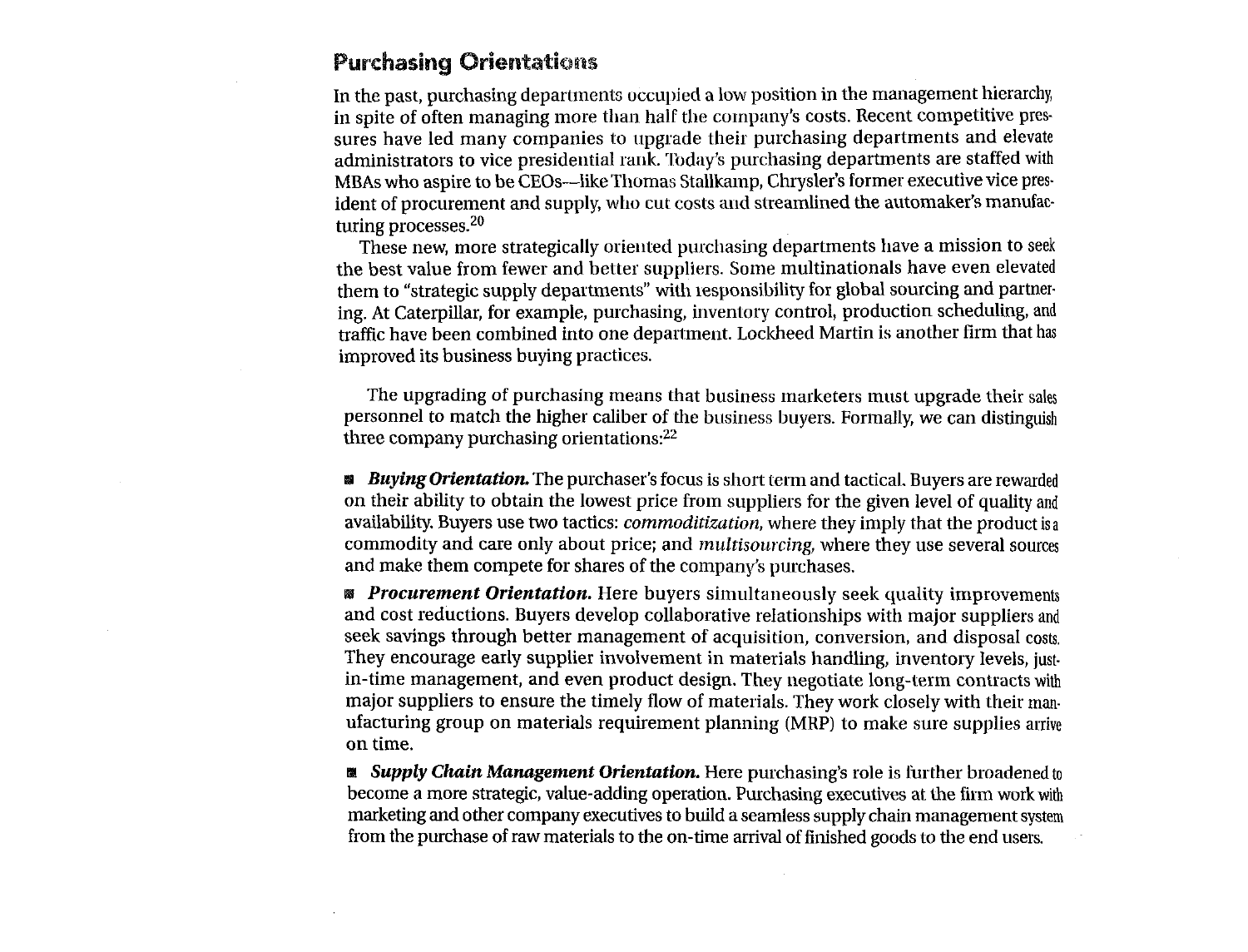## Purchasing Orientations

In the past, purchasing departments occupied a low position in the management hierarchy, in spite of often managing more than half the company's costs. Recent competitive pressures have led many companies to upgrade their purchasing departments and elevate administrators to vice presidential rank. Today's purchasing departments are staffed with MBAs who aspire to be CEOs—like Thomas Stallkamp, Chrysler's former executive vice president of procurement and supply, who cut costs and streamlined the automaker's manufacturing processes.[20]

These new, more strategically oriented purchasing departments have a mission to seek the best value from fewer and better suppliers. Some multinationals have even elevated them to "strategic supply departments" with responsibility for global sourcing and partnering. At Caterpillar, for example, purchasing, inventory control, production scheduling, and traffic have been combined into one department. Lockheed Martin is another firm that has improved its business buying practices.

The upgrading of purchasing means that business marketers must upgrade their sales personnel to match the higher caliber of the business buyers. Formally, we can distinguish three company purchasing orientations:[22]

- ***Buying Orientation.*** The purchaser's focus is short term and tactical. Buyers are rewarded on their ability to obtain the lowest price from suppliers for the given level of quality and availability. Buyers use two tactics: *commoditization,* where they imply that the product is a commodity and care only about price; and *multisourcing,* where they use several sources and make them compete for shares of the company's purchases.
- ***Procurement Orientation.*** Here buyers simultaneously seek quality improvements and cost reductions. Buyers develop collaborative relationships with major suppliers and seek savings through better management of acquisition, conversion, and disposal costs. They encourage early supplier involvement in materials handling, inventory levels, just-in-time management, and even product design. They negotiate long-term contracts with major suppliers to ensure the timely flow of materials. They work closely with their manufacturing group on materials requirement planning (MRP) to make sure supplies arrive on time.
- ***Supply Chain Management Orientation.*** Here purchasing's role is further broadened to become a more strategic, value-adding operation. Purchasing executives at the firm work with marketing and other company executives to build a seamless supply chain management system from the purchase of raw materials to the on-time arrival of finished goods to the end users.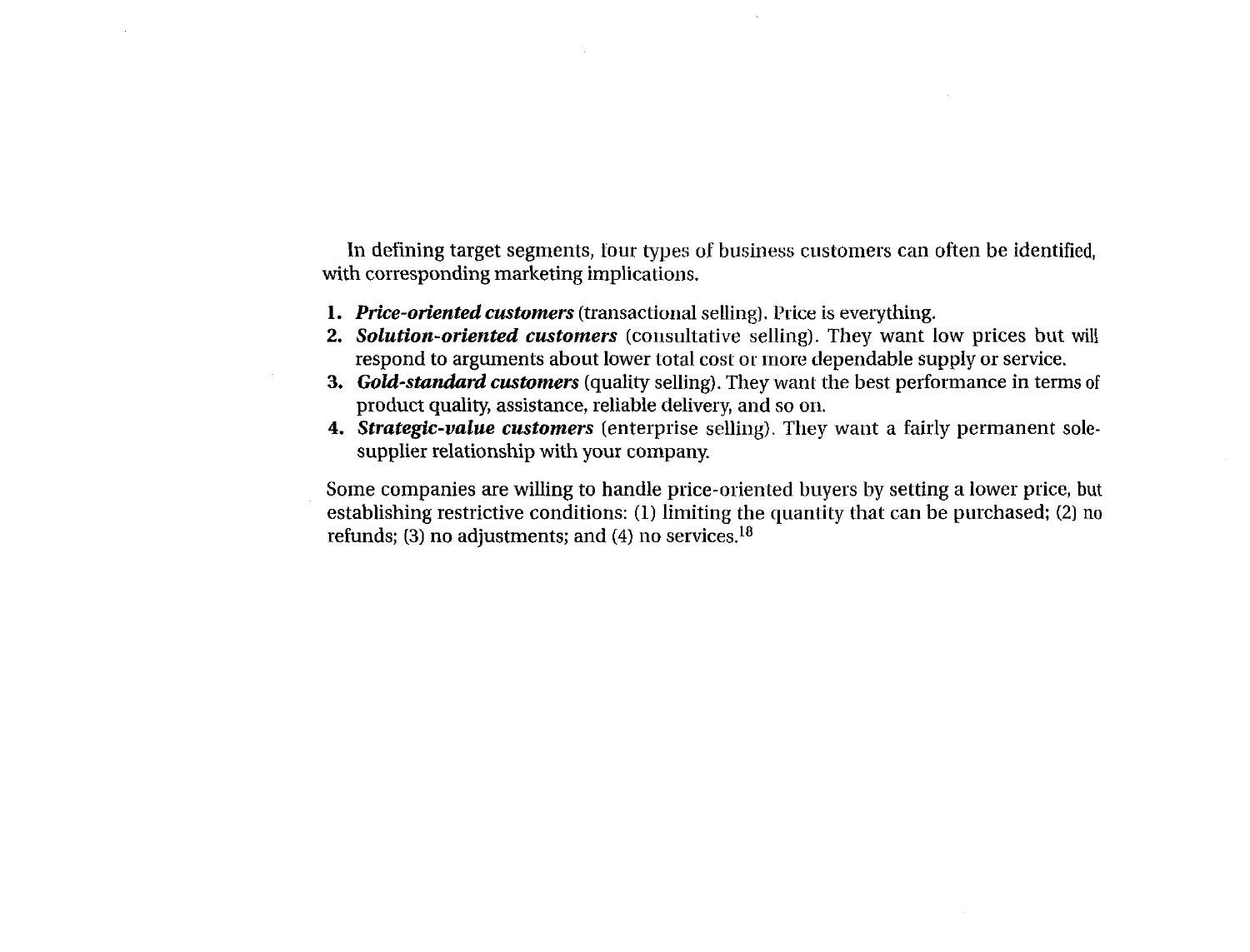In defining target segments, four types of business customers can often be identified, with corresponding marketing implications.

1. ***Price-oriented customers*** (transactional selling). Price is everything.
2. ***Solution-oriented customers*** (consultative selling). They want low prices but will respond to arguments about lower total cost or more dependable supply or service.
3. ***Gold-standard customers*** (quality selling). They want the best performance in terms of product quality, assistance, reliable delivery, and so on.
4. ***Strategic-value customers*** (enterprise selling). They want a fairly permanent sole-supplier relationship with your company.

Some companies are willing to handle price-oriented buyers by setting a lower price, but establishing restrictive conditions: (1) limiting the quantity that can be purchased; (2) no refunds; (3) no adjustments; and (4) no services.[18]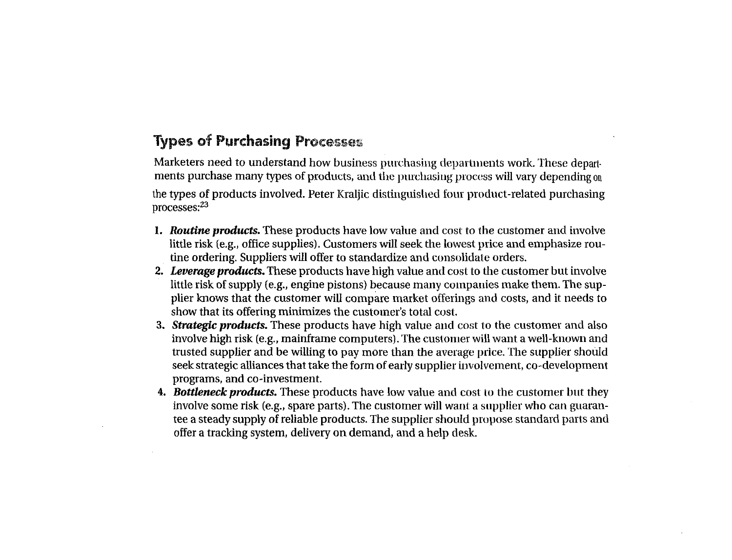## Types of Purchasing Processes

Marketers need to understand how business purchasing departments work. These departments purchase many types of products, and the purchasing process will vary depending on the types of products involved. Peter Kraljic distinguished four product-related purchasing processes:[23]

1. ***Routine products.*** These products have low value and cost to the customer and involve little risk (e.g., office supplies). Customers will seek the lowest price and emphasize routine ordering. Suppliers will offer to standardize and consolidate orders.
2. ***Leverage products.*** These products have high value and cost to the customer but involve little risk of supply (e.g., engine pistons) because many companies make them. The supplier knows that the customer will compare market offerings and costs, and it needs to show that its offering minimizes the customer's total cost.
3. ***Strategic products.*** These products have high value and cost to the customer and also involve high risk (e.g., mainframe computers). The customer will want a well-known and trusted supplier and be willing to pay more than the average price. The supplier should seek strategic alliances that take the form of early supplier involvement, co-development programs, and co-investment.
4. ***Bottleneck products.*** These products have low value and cost to the customer but they involve some risk (e.g., spare parts). The customer will want a supplier who can guarantee a steady supply of reliable products. The supplier should propose standard parts and offer a tracking system, delivery on demand, and a help desk.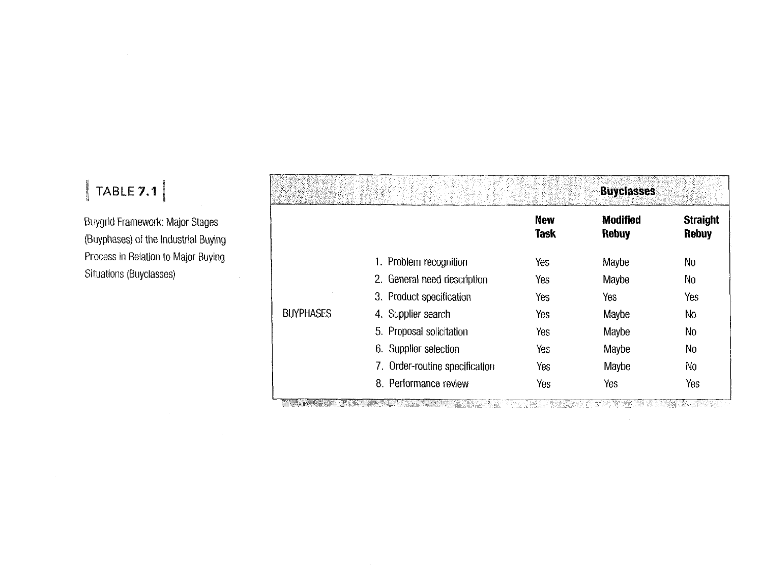## TABLE 7.1

Buygrid Framework: Major Stages (Buyphases) of the Industrial Buying Process in Relation to Major Buying Situations (Buyclasses)

| | | Buyclasses | | |
|---|---|---|---|---|
| | | **New Task** | **Modified Rebuy** | **Straight Rebuy** |
| BUYPHASES | 1. Problem recognition | Yes | Maybe | No |
| | 2. General need description | Yes | Maybe | No |
| | 3. Product specification | Yes | Yes | Yes |
| | 4. Supplier search | Yes | Maybe | No |
| | 5. Proposal solicitation | Yes | Maybe | No |
| | 6. Supplier selection | Yes | Maybe | No |
| | 7. Order-routine specification | Yes | Maybe | No |
| | 8. Performance review | Yes | Yes | Yes |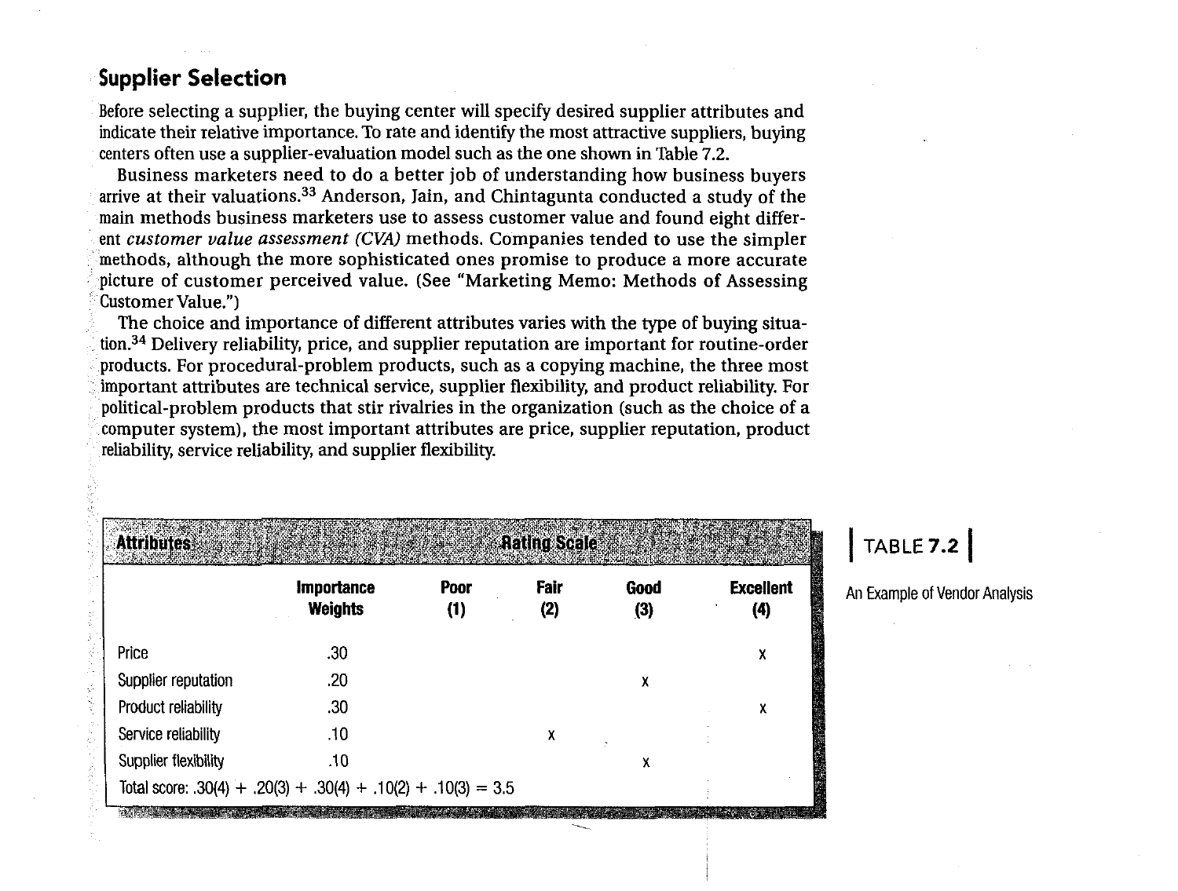## Supplier Selection

Before selecting a supplier, the buying center will specify desired supplier attributes and indicate their relative importance. To rate and identify the most attractive suppliers, buying centers often use a supplier-evaluation model such as the one shown in Table 7.2.

Business marketers need to do a better job of understanding how business buyers arrive at their valuations.[33] Anderson, Jain, and Chintagunta conducted a study of the main methods business marketers use to assess customer value and found eight different *customer value assessment (CVA)* methods. Companies tended to use the simpler methods, although the more sophisticated ones promise to produce a more accurate picture of customer perceived value. (See "Marketing Memo: Methods of Assessing Customer Value.")

The choice and importance of different attributes varies with the type of buying situation.[34] Delivery reliability, price, and supplier reputation are important for routine-order products. For procedural-problem products, such as a copying machine, the three most important attributes are technical service, supplier flexibility, and product reliability. For political-problem products that stir rivalries in the organization (such as the choice of a computer system), the most important attributes are price, supplier reputation, product reliability, service reliability, and supplier flexibility.

**TABLE 7.2**

An Example of Vendor Analysis

| Attributes | | Rating Scale | | | |
|---|---|---|---|---|---|
| | Importance Weights | Poor (1) | Fair (2) | Good (3) | Excellent (4) |
| Price | .30 | | | | X |
| Supplier reputation | .20 | | | X | |
| Product reliability | .30 | | | | X |
| Service reliability | .10 | | X | | |
| Supplier flexibility | .10 | | | X | |

Total score: .30(4) + .20(3) + .30(4) + .10(2) + .10(3) = 3.5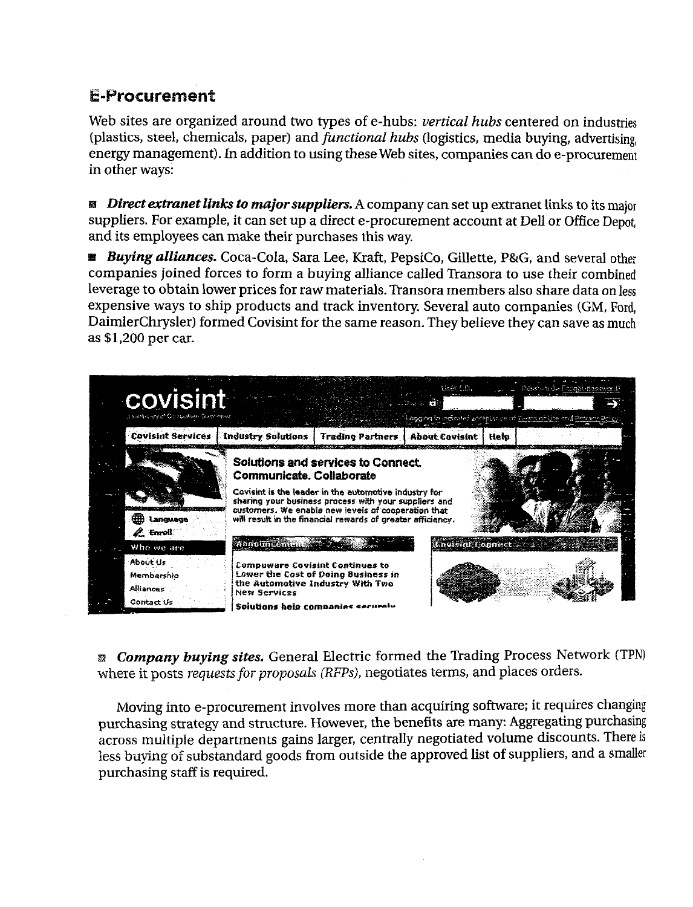## E-Procurement

Web sites are organized around two types of e-hubs: *vertical hubs* centered on industries (plastics, steel, chemicals, paper) and *functional hubs* (logistics, media buying, advertising, energy management). In addition to using these Web sites, companies can do e-procurement in other ways:

- ***Direct extranet links to major suppliers.*** A company can set up extranet links to its major suppliers. For example, it can set up a direct e-procurement account at Dell or Office Depot, and its employees can make their purchases this way.
- ***Buying alliances.*** Coca-Cola, Sara Lee, Kraft, PepsiCo, Gillette, P&G, and several other companies joined forces to form a buying alliance called Transora to use their combined leverage to obtain lower prices for raw materials. Transora members also share data on less expensive ways to ship products and track inventory. Several auto companies (GM, Ford, DaimlerChrysler) formed Covisint for the same reason. They believe they can save as much as $1,200 per car.

- ***Company buying sites.*** General Electric formed the Trading Process Network (TPN) where it posts *requests for proposals (RFPs)*, negotiates terms, and places orders.

Moving into e-procurement involves more than acquiring software; it requires changing purchasing strategy and structure. However, the benefits are many: Aggregating purchasing across multiple departments gains larger, centrally negotiated volume discounts. There is less buying of substandard goods from outside the approved list of suppliers, and a smaller purchasing staff is required.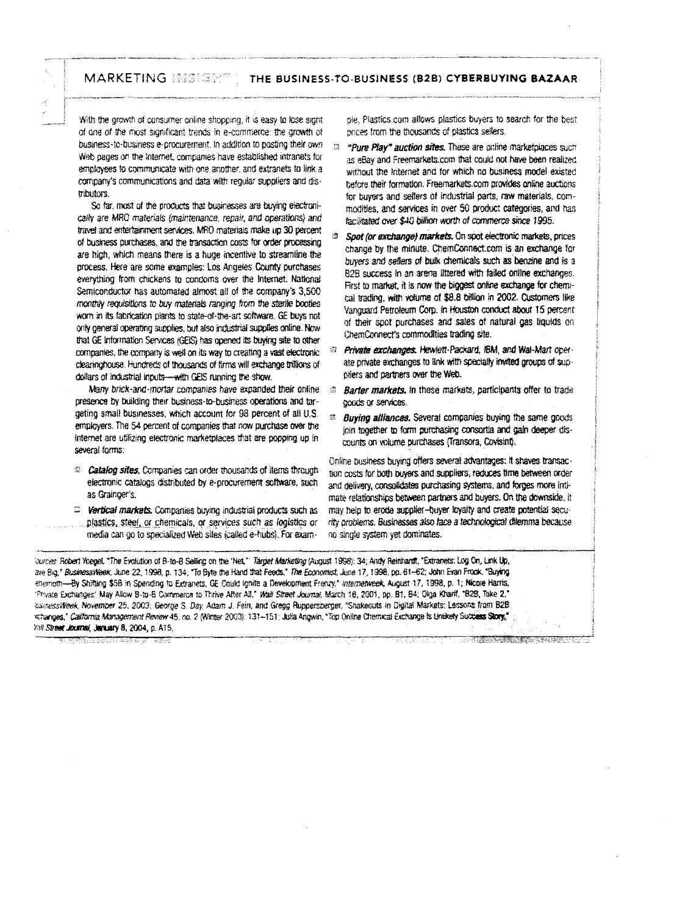## MARKETING INSIGHT | THE BUSINESS-TO-BUSINESS (B2B) CYBERBUYING BAZAAR

With the growth of consumer online shopping, it is easy to lose sight of one of the most significant trends in e-commerce: the growth of business-to-business e-procurement. In addition to posting their own Web pages on the Internet, companies have established intranets for employees to communicate with one another, and extranets to link a company's communications and data with regular suppliers and distributors.

So far, most of the products that businesses are buying electronically are MRO materials (maintenance, repair, and operations) and travel and entertainment services. MRO materials make up 30 percent of business purchases, and the transaction costs for order processing are high, which means there is a huge incentive to streamline the process. Here are some examples: Los Angeles County purchases everything from chickens to condoms over the Internet. National Semiconductor has automated almost all of the company's 3,500 monthly requisitions to buy materials ranging from the sterile booties worn in its fabrication plants to state-of-the-art software. GE buys not only general operating supplies, but also industrial supplies online. Now that GE Information Services (GEIS) has opened its buying site to other companies, the company is well on its way to creating a vast electronic clearinghouse. Hundreds of thousands of firms will exchange trillions of dollars of industrial inputs—with GEIS running the show.

Many brick-and-mortar companies have expanded their online presence by building their business-to-business operations and targeting small businesses, which account for 98 percent of all U.S. employers. The 54 percent of companies that now purchase over the Internet are utilizing electronic marketplaces that are popping up in several forms:

- ***Catalog sites.*** Companies can order thousands of items through electronic catalogs distributed by e-procurement software, such as Grainger's.
- ***Vertical markets.*** Companies buying industrial products such as plastics, steel, or chemicals, or services such as logistics or media can go to specialized Web sites (called e-hubs). For example, Plastics.com allows plastics buyers to search for the best prices from the thousands of plastics sellers.
- ***"Pure Play" auction sites.*** These are online marketplaces such as eBay and Freemarkets.com that could not have been realized without the Internet and for which no business model existed before their formation. Freemarkets.com provides online auctions for buyers and sellers of industrial parts, raw materials, commodities, and services in over 50 product categories, and has facilitated over $40 billion worth of commerce since 1995.
- ***Spot (or exchange) markets.*** On spot electronic markets, prices change by the minute. ChemConnect.com is an exchange for buyers and sellers of bulk chemicals such as benzine and is a B2B success in an arena littered with failed online exchanges. First to market, it is now the biggest online exchange for chemical trading, with volume of $8.8 billion in 2002. Customers like Vanguard Petroleum Corp. in Houston conduct about 15 percent of their spot purchases and sales of natural gas liquids on ChemConnect's commodities trading site.
- ***Private exchanges.*** Hewlett-Packard, IBM, and Wal-Mart operate private exchanges to link with specially invited groups of suppliers and partners over the Web.
- ***Barter markets.*** In these markets, participants offer to trade goods or services.
- ***Buying alliances.*** Several companies buying the same goods join together to form purchasing consortia and gain deeper discounts on volume purchases (Transora, Covisint).

Online business buying offers several advantages: It shaves transaction costs for both buyers and suppliers, reduces time between order and delivery, consolidates purchasing systems, and forges more intimate relationships between partners and buyers. On the downside, it may help to erode supplier–buyer loyalty and create potential security problems. Businesses also face a technological dilemma because no single system yet dominates.

Sources: Robert Yoegel, "The Evolution of B-to-B Selling on the 'Net,'" *Target Marketing* (August 1998): 34; Andy Reinhardt, "Extranets: Log On, Link Up, Save Big," *BusinessWeek*, June 22, 1998, p. 134; "To Byte the Hand that Feeds," *The Economist*, June 17, 1998, pp. 61–62; John Evan Frook, "Buying Behemoth—By Shifting $5B in Spending to Extranets, GE Could Ignite a Development Frenzy," *Internetweek*, August 17, 1998, p. 1; Nicole Harris, "'Private Exchanges' May Allow B-to-B Commerce to Thrive After All," *Wall Street Journal*, March 16, 2001, pp. B1, B4; Olga Kharif, "B2B, Take 2," *BusinessWeek*, November 25, 2003; George S. Day, Adam J. Fein, and Gregg Ruppersberger, "Shakeouts in Digital Markets: Lessons from B2B Exchanges," *California Management Review* 45, no. 2 (Winter 2003): 131–151; Julia Angwin, "Top Online Chemical Exchange Is Unlikely Success Story," *Wall Street Journal*, January 8, 2004, p. A15.